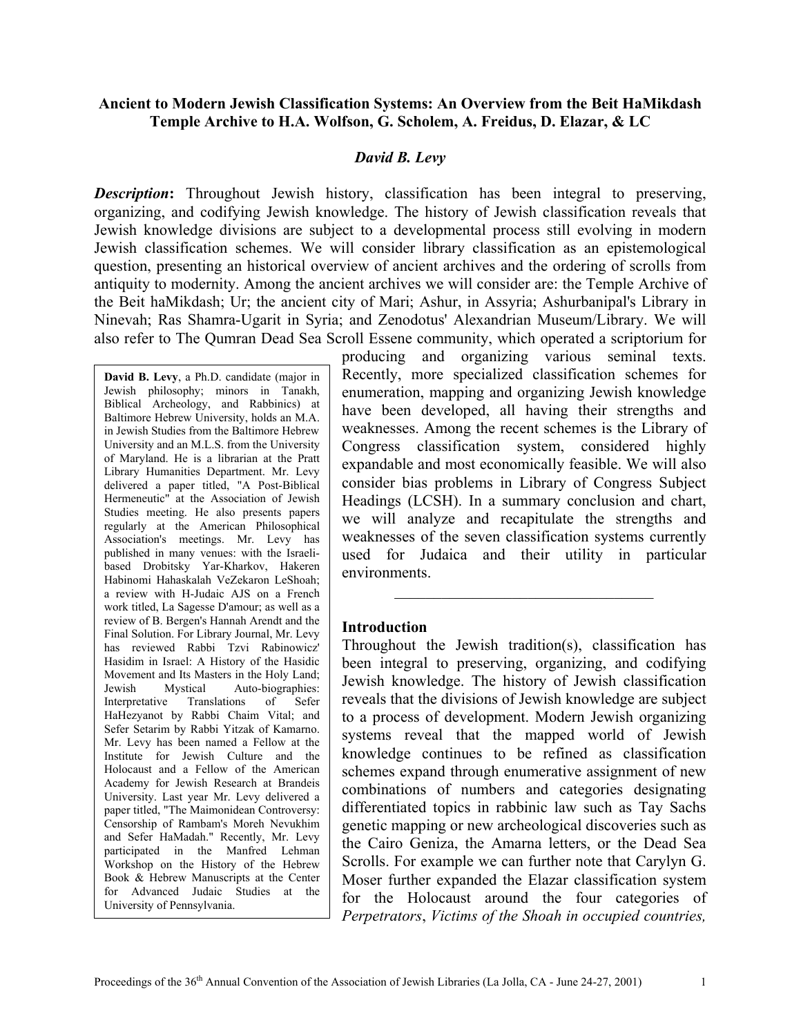**Ancient to Modern Jewish Classification Systems: An Overview from the Beit HaMikdash Temple Archive to H.A. Wolfson, G. Scholem, A. Freidus, D. Elazar, & LC**

***David B. Levy***

***Description*****:** Throughout Jewish history, classification has been integral to preserving, organizing, and codifying Jewish knowledge. The history of Jewish classification reveals that Jewish knowledge divisions are subject to a developmental process still evolving in modern Jewish classification schemes. We will consider library classification as an epistemological question, presenting an historical overview of ancient archives and the ordering of scrolls from antiquity to modernity. Among the ancient archives we will consider are: the Temple Archive of the Beit haMikdash; Ur; the ancient city of Mari; Ashur, in Assyria; Ashurbanipal's Library in Ninevah; Ras Shamra-Ugarit in Syria; and Zenodotus' Alexandrian Museum/Library. We will also refer to The Qumran Dead Sea Scroll Essene community, which operated a scriptorium for producing and organizing various seminal texts. Recently, more specialized classification schemes for enumeration, mapping and organizing Jewish knowledge have been developed, all having their strengths and weaknesses. Among the recent schemes is the Library of Congress classification system, considered highly expandable and most economically feasible. We will also consider bias problems in Library of Congress Subject Headings (LCSH). In a summary conclusion and chart, we will analyze and recapitulate the strengths and weaknesses of the seven classification systems currently used for Judaica and their utility in particular environments.

**David B. Levy**, a Ph.D. candidate (major in Jewish philosophy; minors in Tanakh, Biblical Archeology, and Rabbinics) at Baltimore Hebrew University, holds an M.A. in Jewish Studies from the Baltimore Hebrew University and an M.L.S. from the University of Maryland. He is a librarian at the Pratt Library Humanities Department. Mr. Levy delivered a paper titled, "A Post-Biblical Hermeneutic" at the Association of Jewish Studies meeting. He also presents papers regularly at the American Philosophical Association's meetings. Mr. Levy has published in many venues: with the Israeli-based Drobitsky Yar-Kharkov, Hakeren Habinomi Hahaskalah VeZekaron LeShoah; a review with H-Judaic AJS on a French work titled, La Sagesse D'amour; as well as a review of B. Bergen's Hannah Arendt and the Final Solution. For Library Journal, Mr. Levy has reviewed Rabbi Tzvi Rabinowicz' Hasidim in Israel: A History of the Hasidic Movement and Its Masters in the Holy Land; Jewish Mystical Auto-biographies: Interpretative Translations of Sefer HaHezyanot by Rabbi Chaim Vital; and Sefer Setarim by Rabbi Yitzak of Kamarno. Mr. Levy has been named a Fellow at the Institute for Jewish Culture and the Holocaust and a Fellow of the American Academy for Jewish Research at Brandeis University. Last year Mr. Levy delivered a paper titled, "The Maimonidean Controversy: Censorship of Rambam's Moreh Nevukhim and Sefer HaMadah." Recently, Mr. Levy participated in the Manfred Lehman Workshop on the History of the Hebrew Book & Hebrew Manuscripts at the Center for Advanced Judaic Studies at the University of Pennsylvania.

---

**Introduction**

Throughout the Jewish tradition(s), classification has been integral to preserving, organizing, and codifying Jewish knowledge. The history of Jewish classification reveals that the divisions of Jewish knowledge are subject to a process of development. Modern Jewish organizing systems reveal that the mapped world of Jewish knowledge continues to be refined as classification schemes expand through enumerative assignment of new combinations of numbers and categories designating differentiated topics in rabbinic law such as Tay Sachs genetic mapping or new archeological discoveries such as the Cairo Geniza, the Amarna letters, or the Dead Sea Scrolls. For example we can further note that Carylyn G. Moser further expanded the Elazar classification system for the Holocaust around the four categories of *Perpetrators*, *Victims of the Shoah in occupied countries,*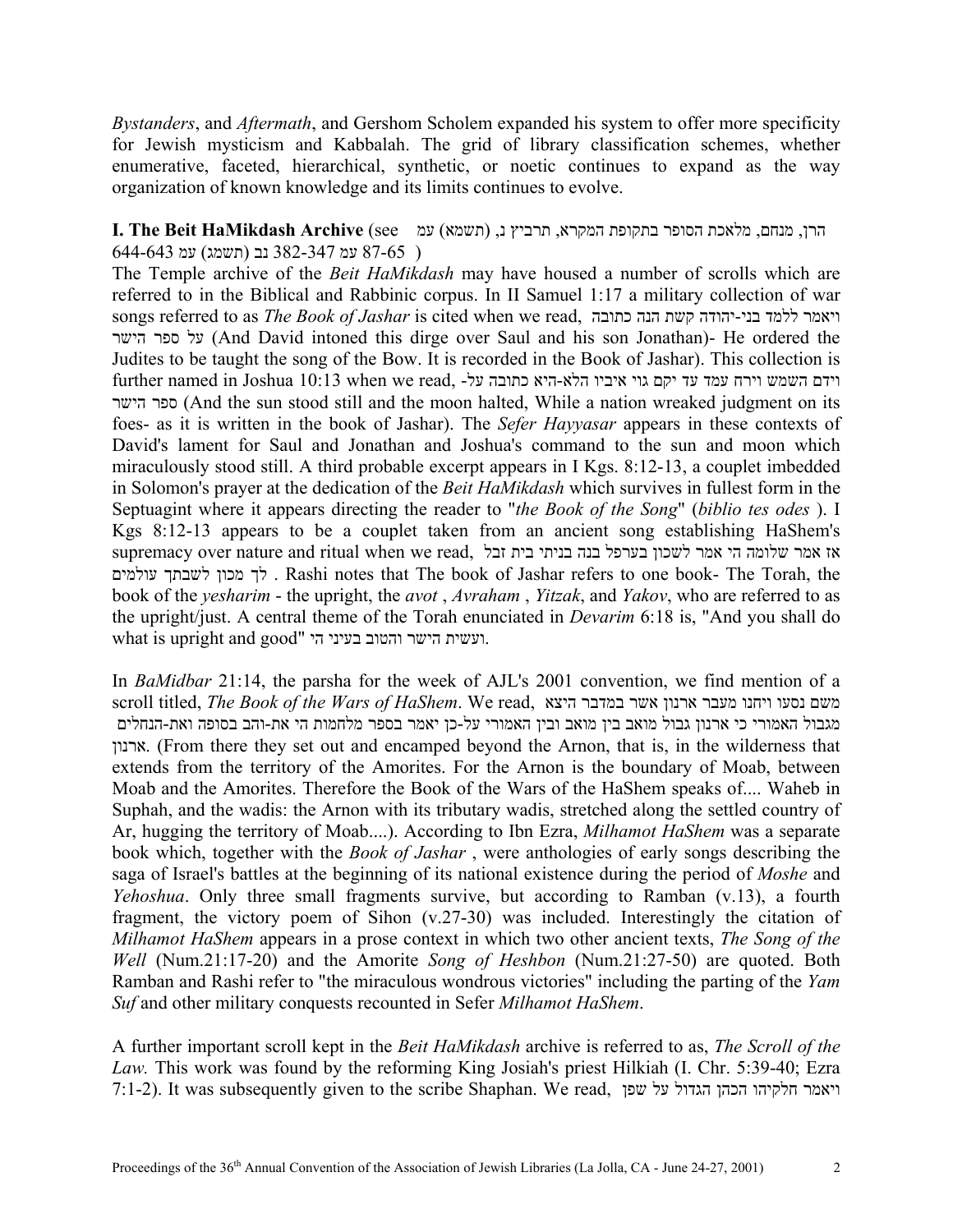*Bystanders*, and *Aftermath*, and Gershom Scholem expanded his system to offer more specificity for Jewish mysticism and Kabbalah. The grid of library classification schemes, whether enumerative, faceted, hierarchical, synthetic, or noetic continues to expand as the way organization of known knowledge and its limits continues to evolve.

**I. The Beit HaMikdash Archive** (see הרן, מנחם, מלאכת הסופר בתקופת המקרא, תרביץ נ, (תשמא) עמ 87-65 נב (תשמג) עמ 347-382 עמ 644-643 )

The Temple archive of the *Beit HaMikdash* may have housed a number of scrolls which are referred to in the Biblical and Rabbinic corpus. In II Samuel 1:17 a military collection of war songs referred to as *The Book of Jashar* is cited when we read, ויאמר ללמד בני-יהודה קשת הנה כתובה על ספר הישר (And David intoned this dirge over Saul and his son Jonathan)- He ordered the Judites to be taught the song of the Bow. It is recorded in the Book of Jashar). This collection is further named in Joshua 10:13 when we read, וידם השמש וירח עמד עד יקם גוי איביו הלא-היא כתובה על-ספר הישר (And the sun stood still and the moon halted, While a nation wreaked judgment on its foes- as it is written in the book of Jashar). The *Sefer Hayyasar* appears in these contexts of David's lament for Saul and Jonathan and Joshua's command to the sun and moon which miraculously stood still. A third probable excerpt appears in I Kgs. 8:12-13, a couplet imbedded in Solomon's prayer at the dedication of the *Beit HaMikdash* which survives in fullest form in the Septuagint where it appears directing the reader to "*the Book of the Song*" (*biblio tes odes* ). I Kgs 8:12-13 appears to be a couplet taken from an ancient song establishing HaShem's supremacy over nature and ritual when we read, אז אמר שלומה הי אמר לשכון בערפל בנה בניתי בית זבל לך מכון לשבתך עולמים . Rashi notes that The book of Jashar refers to one book- The Torah, the book of the *yesharim* - the upright, the *avot* , *Avraham* , *Yitzak*, and *Yakov*, who are referred to as the upright/just. A central theme of the Torah enunciated in *Devarim* 6:18 is, "And you shall do what is upright and good" ועשית הישר והטוב בעיני הי.

In *BaMidbar* 21:14, the parsha for the week of AJL's 2001 convention, we find mention of a scroll titled, *The Book of the Wars of HaShem*. We read, משם נסעו ויחנו מעבר ארנון אשר במדבר היצא מגבול האמורי כי ארנון גבול מואב בין מואב ובין האמורי על-כן יאמר בספר מלחמות הי את-והב בסופה ואת-הנחלים ארנון. (From there they set out and encamped beyond the Arnon, that is, in the wilderness that extends from the territory of the Amorites. For the Arnon is the boundary of Moab, between Moab and the Amorites. Therefore the Book of the Wars of the HaShem speaks of.... Waheb in Suphah, and the wadis: the Arnon with its tributary wadis, stretched along the settled country of Ar, hugging the territory of Moab....). According to Ibn Ezra, *Milhamot HaShem* was a separate book which, together with the *Book of Jashar* , were anthologies of early songs describing the saga of Israel's battles at the beginning of its national existence during the period of *Moshe* and *Yehoshua*. Only three small fragments survive, but according to Ramban (v.13), a fourth fragment, the victory poem of Sihon (v.27-30) was included. Interestingly the citation of *Milhamot HaShem* appears in a prose context in which two other ancient texts, *The Song of the Well* (Num.21:17-20) and the Amorite *Song of Heshbon* (Num.21:27-50) are quoted. Both Ramban and Rashi refer to "the miraculous wondrous victories" including the parting of the *Yam Suf* and other military conquests recounted in Sefer *Milhamot HaShem*.

A further important scroll kept in the *Beit HaMikdash* archive is referred to as, *The Scroll of the Law.* This work was found by the reforming King Josiah's priest Hilkiah (I. Chr. 5:39-40; Ezra 7:1-2). It was subsequently given to the scribe Shaphan. We read, ויאמר חלקיהו הכהן הגדול על שפן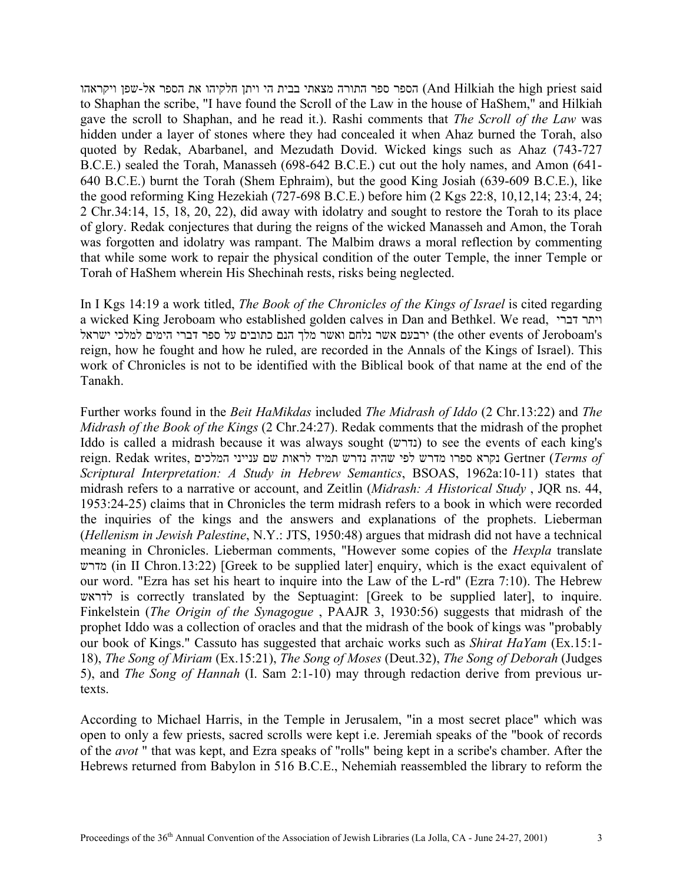הספר ספר התורה מצאתי בבית הי ויתן חלקיהו את הספר אל-שפן ויקראהו (And Hilkiah the high priest said to Shaphan the scribe, "I have found the Scroll of the Law in the house of HaShem," and Hilkiah gave the scroll to Shaphan, and he read it.). Rashi comments that *The Scroll of the Law* was hidden under a layer of stones where they had concealed it when Ahaz burned the Torah, also quoted by Redak, Abarbanel, and Mezudath Dovid. Wicked kings such as Ahaz (743-727 B.C.E.) sealed the Torah, Manasseh (698-642 B.C.E.) cut out the holy names, and Amon (641-640 B.C.E.) burnt the Torah (Shem Ephraim), but the good King Josiah (639-609 B.C.E.), like the good reforming King Hezekiah (727-698 B.C.E.) before him (2 Kgs 22:8, 10,12,14; 23:4, 24; 2 Chr.34:14, 15, 18, 20, 22), did away with idolatry and sought to restore the Torah to its place of glory. Redak conjectures that during the reigns of the wicked Manasseh and Amon, the Torah was forgotten and idolatry was rampant. The Malbim draws a moral reflection by commenting that while some work to repair the physical condition of the outer Temple, the inner Temple or Torah of HaShem wherein His Shechinah rests, risks being neglected.

In I Kgs 14:19 a work titled, *The Book of the Chronicles of the Kings of Israel* is cited regarding a wicked King Jeroboam who established golden calves in Dan and Bethkel. We read, ויתר דברי ירבעם אשר נלחם ואשר מלך הנם כתובים על ספר דברי הימים למלכי ישראל (the other events of Jeroboam's reign, how he fought and how he ruled, are recorded in the Annals of the Kings of Israel). This work of Chronicles is not to be identified with the Biblical book of that name at the end of the Tanakh.

Further works found in the *Beit HaMikdas* included *The Midrash of Iddo* (2 Chr.13:22) and *The Midrash of the Book of the Kings* (2 Chr.24:27). Redak comments that the midrash of the prophet Iddo is called a midrash because it was always sought (נדרש) to see the events of each king's reign. Redak writes, נקרא ספרו מדרש לפי שהיה נדרש תמיד לראות שם ענייני המלכים Gertner (*Terms of Scriptural Interpretation: A Study in Hebrew Semantics*, BSOAS, 1962a:10-11) states that midrash refers to a narrative or account, and Zeitlin (*Midrash: A Historical Study* , JQR ns. 44, 1953:24-25) claims that in Chronicles the term midrash refers to a book in which were recorded the inquiries of the kings and the answers and explanations of the prophets. Lieberman (*Hellenism in Jewish Palestine*, N.Y.: JTS, 1950:48) argues that midrash did not have a technical meaning in Chronicles. Lieberman comments, "However some copies of the *Hexpla* translate מדרש (in II Chron.13:22) [Greek to be supplied later] enquiry, which is the exact equivalent of our word. "Ezra has set his heart to inquire into the Law of the L-rd" (Ezra 7:10). The Hebrew לדראש is correctly translated by the Septuagint: [Greek to be supplied later], to inquire. Finkelstein (*The Origin of the Synagogue* , PAAJR 3, 1930:56) suggests that midrash of the prophet Iddo was a collection of oracles and that the midrash of the book of kings was "probably our book of Kings." Cassuto has suggested that archaic works such as *Shirat HaYam* (Ex.15:1-18), *The Song of Miriam* (Ex.15:21), *The Song of Moses* (Deut.32), *The Song of Deborah* (Judges 5), and *The Song of Hannah* (I. Sam 2:1-10) may through redaction derive from previous ur-texts.

According to Michael Harris, in the Temple in Jerusalem, "in a most secret place" which was open to only a few priests, sacred scrolls were kept i.e. Jeremiah speaks of the "book of records of the *avot* " that was kept, and Ezra speaks of "rolls" being kept in a scribe's chamber. After the Hebrews returned from Babylon in 516 B.C.E., Nehemiah reassembled the library to reform the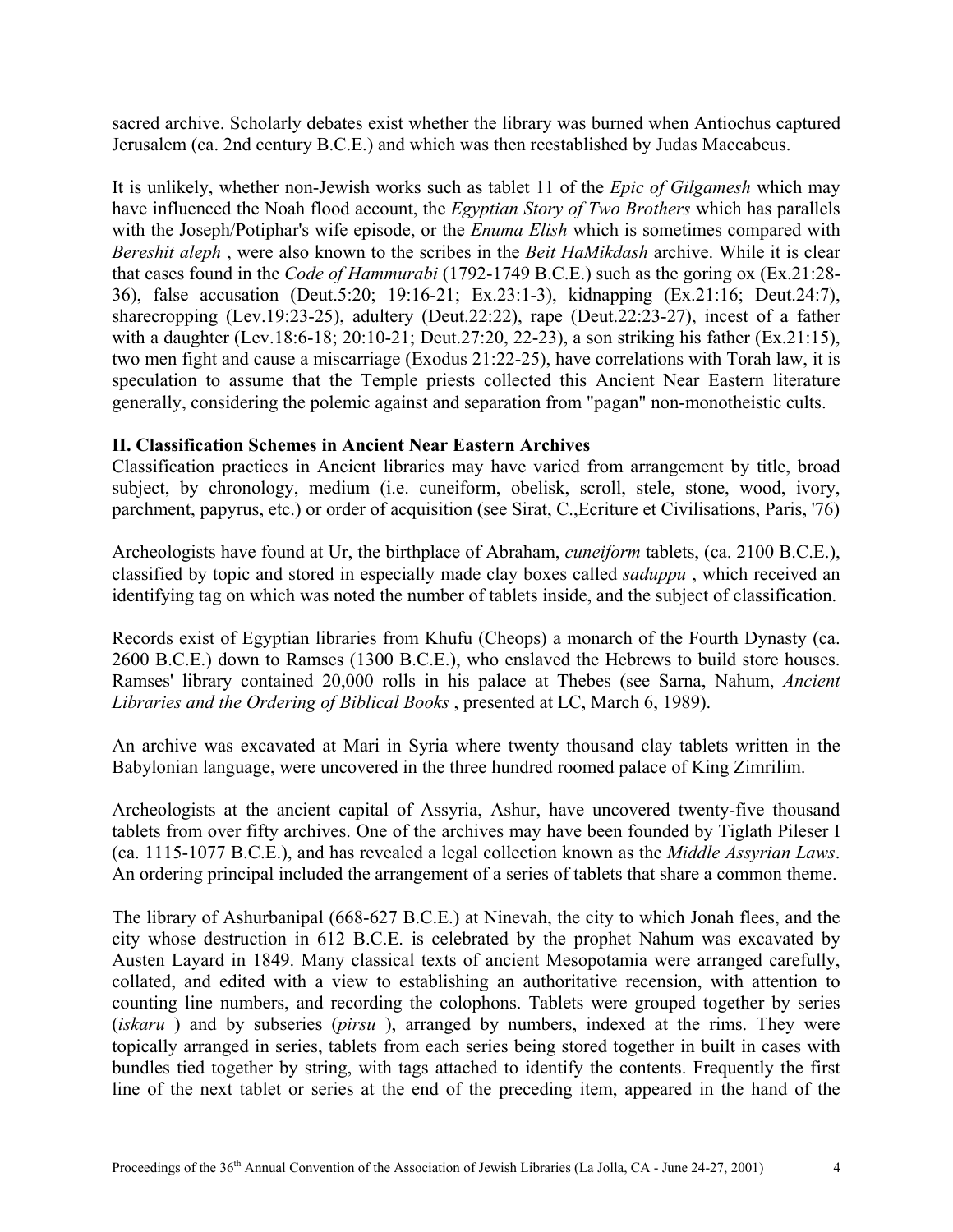sacred archive. Scholarly debates exist whether the library was burned when Antiochus captured Jerusalem (ca. 2nd century B.C.E.) and which was then reestablished by Judas Maccabeus.

It is unlikely, whether non-Jewish works such as tablet 11 of the *Epic of Gilgamesh* which may have influenced the Noah flood account, the *Egyptian Story of Two Brothers* which has parallels with the Joseph/Potiphar's wife episode, or the *Enuma Elish* which is sometimes compared with *Bereshit aleph* , were also known to the scribes in the *Beit HaMikdash* archive. While it is clear that cases found in the *Code of Hammurabi* (1792-1749 B.C.E.) such as the goring ox (Ex.21:28-36), false accusation (Deut.5:20; 19:16-21; Ex.23:1-3), kidnapping (Ex.21:16; Deut.24:7), sharecropping (Lev.19:23-25), adultery (Deut.22:22), rape (Deut.22:23-27), incest of a father with a daughter (Lev.18:6-18; 20:10-21; Deut.27:20, 22-23), a son striking his father (Ex.21:15), two men fight and cause a miscarriage (Exodus 21:22-25), have correlations with Torah law, it is speculation to assume that the Temple priests collected this Ancient Near Eastern literature generally, considering the polemic against and separation from "pagan" non-monotheistic cults.

**II. Classification Schemes in Ancient Near Eastern Archives**

Classification practices in Ancient libraries may have varied from arrangement by title, broad subject, by chronology, medium (i.e. cuneiform, obelisk, scroll, stele, stone, wood, ivory, parchment, papyrus, etc.) or order of acquisition (see Sirat, C.,Ecriture et Civilisations, Paris, '76)

Archeologists have found at Ur, the birthplace of Abraham, *cuneiform* tablets, (ca. 2100 B.C.E.), classified by topic and stored in especially made clay boxes called *saduppu* , which received an identifying tag on which was noted the number of tablets inside, and the subject of classification.

Records exist of Egyptian libraries from Khufu (Cheops) a monarch of the Fourth Dynasty (ca. 2600 B.C.E.) down to Ramses (1300 B.C.E.), who enslaved the Hebrews to build store houses. Ramses' library contained 20,000 rolls in his palace at Thebes (see Sarna, Nahum, *Ancient Libraries and the Ordering of Biblical Books* , presented at LC, March 6, 1989).

An archive was excavated at Mari in Syria where twenty thousand clay tablets written in the Babylonian language, were uncovered in the three hundred roomed palace of King Zimrilim.

Archeologists at the ancient capital of Assyria, Ashur, have uncovered twenty-five thousand tablets from over fifty archives. One of the archives may have been founded by Tiglath Pileser I (ca. 1115-1077 B.C.E.), and has revealed a legal collection known as the *Middle Assyrian Laws*. An ordering principal included the arrangement of a series of tablets that share a common theme.

The library of Ashurbanipal (668-627 B.C.E.) at Ninevah, the city to which Jonah flees, and the city whose destruction in 612 B.C.E. is celebrated by the prophet Nahum was excavated by Austen Layard in 1849. Many classical texts of ancient Mesopotamia were arranged carefully, collated, and edited with a view to establishing an authoritative recension, with attention to counting line numbers, and recording the colophons. Tablets were grouped together by series (*iskaru* ) and by subseries (*pirsu* ), arranged by numbers, indexed at the rims. They were topically arranged in series, tablets from each series being stored together in built in cases with bundles tied together by string, with tags attached to identify the contents. Frequently the first line of the next tablet or series at the end of the preceding item, appeared in the hand of the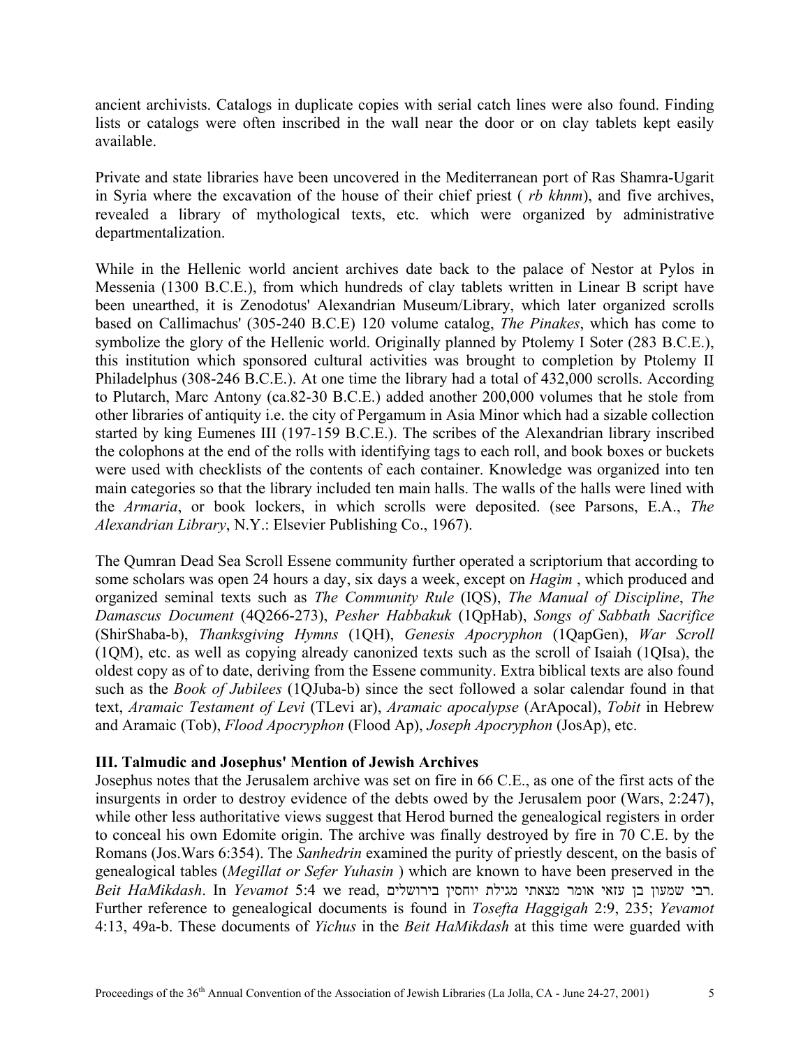ancient archivists. Catalogs in duplicate copies with serial catch lines were also found. Finding lists or catalogs were often inscribed in the wall near the door or on clay tablets kept easily available.

Private and state libraries have been uncovered in the Mediterranean port of Ras Shamra-Ugarit in Syria where the excavation of the house of their chief priest ( *rb khnm*), and five archives, revealed a library of mythological texts, etc. which were organized by administrative departmentalization.

While in the Hellenic world ancient archives date back to the palace of Nestor at Pylos in Messenia (1300 B.C.E.), from which hundreds of clay tablets written in Linear B script have been unearthed, it is Zenodotus' Alexandrian Museum/Library, which later organized scrolls based on Callimachus' (305-240 B.C.E) 120 volume catalog, *The Pinakes*, which has come to symbolize the glory of the Hellenic world. Originally planned by Ptolemy I Soter (283 B.C.E.), this institution which sponsored cultural activities was brought to completion by Ptolemy II Philadelphus (308-246 B.C.E.). At one time the library had a total of 432,000 scrolls. According to Plutarch, Marc Antony (ca.82-30 B.C.E.) added another 200,000 volumes that he stole from other libraries of antiquity i.e. the city of Pergamum in Asia Minor which had a sizable collection started by king Eumenes III (197-159 B.C.E.). The scribes of the Alexandrian library inscribed the colophons at the end of the rolls with identifying tags to each roll, and book boxes or buckets were used with checklists of the contents of each container. Knowledge was organized into ten main categories so that the library included ten main halls. The walls of the halls were lined with the *Armaria*, or book lockers, in which scrolls were deposited. (see Parsons, E.A., *The Alexandrian Library*, N.Y.: Elsevier Publishing Co., 1967).

The Qumran Dead Sea Scroll Essene community further operated a scriptorium that according to some scholars was open 24 hours a day, six days a week, except on *Hagim* , which produced and organized seminal texts such as *The Community Rule* (IQS), *The Manual of Discipline*, *The Damascus Document* (4Q266-273), *Pesher Habbakuk* (1QpHab), *Songs of Sabbath Sacrifice* (ShirShaba-b), *Thanksgiving Hymns* (1QH), *Genesis Apocryphon* (1QapGen), *War Scroll* (1QM), etc. as well as copying already canonized texts such as the scroll of Isaiah (1QIsa), the oldest copy as of to date, deriving from the Essene community. Extra biblical texts are also found such as the *Book of Jubilees* (1QJuba-b) since the sect followed a solar calendar found in that text, *Aramaic Testament of Levi* (TLevi ar), *Aramaic apocalypse* (ArApocal), *Tobit* in Hebrew and Aramaic (Tob), *Flood Apocryphon* (Flood Ap), *Joseph Apocryphon* (JosAp), etc.

### III. Talmudic and Josephus' Mention of Jewish Archives

Josephus notes that the Jerusalem archive was set on fire in 66 C.E., as one of the first acts of the insurgents in order to destroy evidence of the debts owed by the Jerusalem poor (Wars, 2:247), while other less authoritative views suggest that Herod burned the genealogical registers in order to conceal his own Edomite origin. The archive was finally destroyed by fire in 70 C.E. by the Romans (Jos.Wars 6:354). The *Sanhedrin* examined the purity of priestly descent, on the basis of genealogical tables (*Megillat or Sefer Yuhasin* ) which are known to have been preserved in the *Beit HaMikdash*. In *Yevamot* 5:4 we read, רבי שמעון בן עזאי אומר מצאתי מגילת יוחסין בירושלים. Further reference to genealogical documents is found in *Tosefta Haggigah* 2:9, 235; *Yevamot* 4:13, 49a-b. These documents of *Yichus* in the *Beit HaMikdash* at this time were guarded with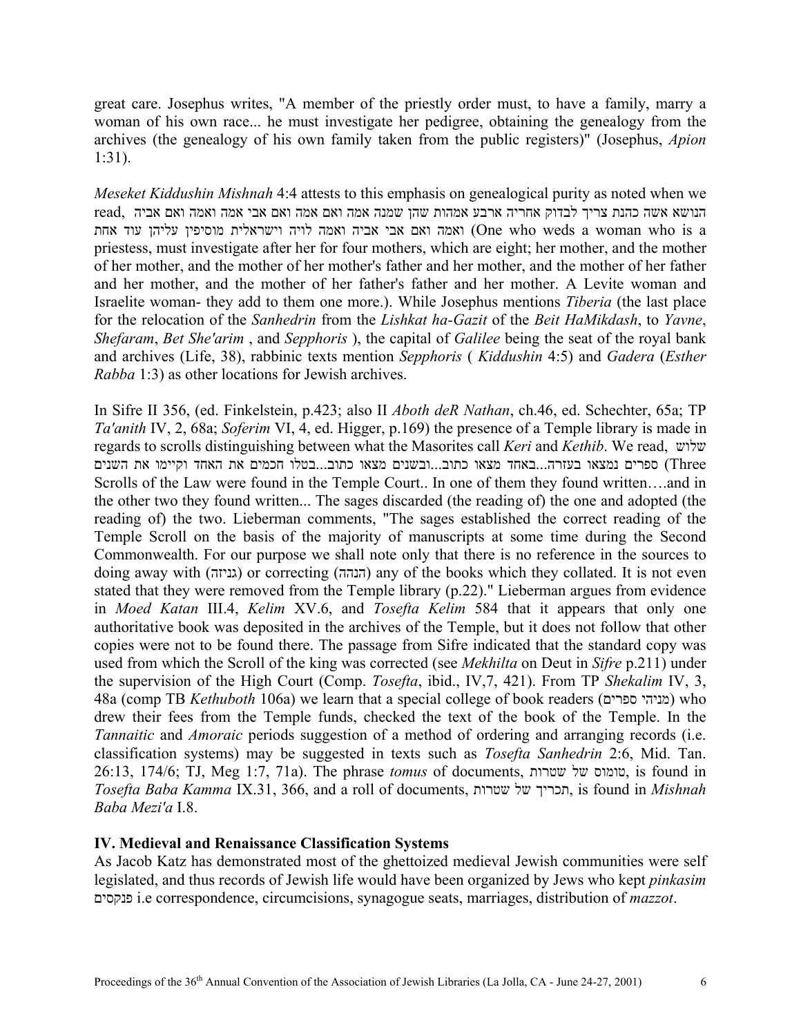great care. Josephus writes, "A member of the priestly order must, to have a family, marry a woman of his own race... he must investigate her pedigree, obtaining the genealogy from the archives (the genealogy of his own family taken from the public registers)" (Josephus, *Apion* 1:31).

*Meseket Kiddushin Mishnah* 4:4 attests to this emphasis on genealogical purity as noted when we read, הנושא אשה כהנת צריך לבדוק אחריה ארבע אמהות שהן שמנה אמה ואם אמה ואם אבי אמה ואמה ואם אביה ואמה ואם אבי אביה ואמה לויה וישראלית מוסיפין עליהן עוד אחת (One who weds a woman who is a priestess, must investigate after her for four mothers, which are eight; her mother, and the mother of her mother, and the mother of her mother's father and her mother, and the mother of her father and her mother, and the mother of her father's father and her mother. A Levite woman and Israelite woman- they add to them one more.). While Josephus mentions *Tiberia* (the last place for the relocation of the *Sanhedrin* from the *Lishkat ha-Gazit* of the *Beit HaMikdash*, to *Yavne*, *Shefaram*, *Bet She'arim* , and *Sepphoris* ), the capital of *Galilee* being the seat of the royal bank and archives (Life, 38), rabbinic texts mention *Sepphoris* ( *Kiddushin* 4:5) and *Gadera* (*Esther Rabba* 1:3) as other locations for Jewish archives.

In Sifre II 356, (ed. Finkelstein, p.423; also II *Aboth deR Nathan*, ch.46, ed. Schechter, 65a; TP *Ta'anith* IV, 2, 68a; *Soferim* VI, 4, ed. Higger, p.169) the presence of a Temple library is made in regards to scrolls distinguishing between what the Masorites call *Keri* and *Kethib*. We read, שלוש ספרים נמצאו בעזרה...באחד מצאו כתוב...ובשנים מצאו כתוב...בטלו חכמים את האחד וקיימו את השנים (Three Scrolls of the Law were found in the Temple Court.. In one of them they found written….and in the other two they found written... The sages discarded (the reading of) the one and adopted (the reading of) the two. Lieberman comments, "The sages established the correct reading of the Temple Scroll on the basis of the majority of manuscripts at some time during the Second Commonwealth. For our purpose we shall note only that there is no reference in the sources to doing away with (גניזה) or correcting (הגהה) any of the books which they collated. It is not even stated that they were removed from the Temple library (p.22)." Lieberman argues from evidence in *Moed Katan* III.4, *Kelim* XV.6, and *Tosefta Kelim* 584 that it appears that only one authoritative book was deposited in the archives of the Temple, but it does not follow that other copies were not to be found there. The passage from Sifre indicated that the standard copy was used from which the Scroll of the king was corrected (see *Mekhilta* on Deut in *Sifre* p.211) under the supervision of the High Court (Comp. *Tosefta*, ibid., IV,7, 421). From TP *Shekalim* IV, 3, 48a (comp TB *Kethuboth* 106a) we learn that a special college of book readers (מגיהי ספרים) who drew their fees from the Temple funds, checked the text of the book of the Temple. In the *Tannaitic* and *Amoraic* periods suggestion of a method of ordering and arranging records (i.e. classification systems) may be suggested in texts such as *Tosefta Sanhedrin* 2:6, Mid. Tan. 26:13, 174/6; TJ, Meg 1:7, 71a). The phrase *tomus* of documents, טומוס של שטרות, is found in *Tosefta Baba Kamma* IX.31, 366, and a roll of documents, תכריך של שטרות, is found in *Mishnah Baba Mezi'a* I.8.

## IV. Medieval and Renaissance Classification Systems

As Jacob Katz has demonstrated most of the ghettoized medieval Jewish communities were self legislated, and thus records of Jewish life would have been organized by Jews who kept *pinkasim* פנקסים i.e correspondence, circumcisions, synagogue seats, marriages, distribution of *mazzot*.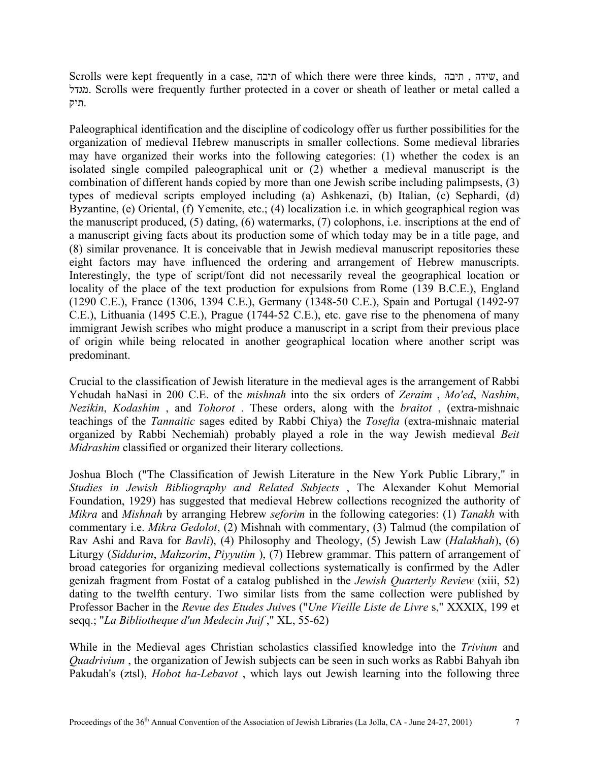Scrolls were kept frequently in a case, תיבה of which there were three kinds, תיבה , שידה, and מגדל. Scrolls were frequently further protected in a cover or sheath of leather or metal called a תיק.

Paleographical identification and the discipline of codicology offer us further possibilities for the organization of medieval Hebrew manuscripts in smaller collections. Some medieval libraries may have organized their works into the following categories: (1) whether the codex is an isolated single compiled paleographical unit or (2) whether a medieval manuscript is the combination of different hands copied by more than one Jewish scribe including palimpsests, (3) types of medieval scripts employed including (a) Ashkenazi, (b) Italian, (c) Sephardi, (d) Byzantine, (e) Oriental, (f) Yemenite, etc.; (4) localization i.e. in which geographical region was the manuscript produced, (5) dating, (6) watermarks, (7) colophons, i.e. inscriptions at the end of a manuscript giving facts about its production some of which today may be in a title page, and (8) similar provenance. It is conceivable that in Jewish medieval manuscript repositories these eight factors may have influenced the ordering and arrangement of Hebrew manuscripts. Interestingly, the type of script/font did not necessarily reveal the geographical location or locality of the place of the text production for expulsions from Rome (139 B.C.E.), England (1290 C.E.), France (1306, 1394 C.E.), Germany (1348-50 C.E.), Spain and Portugal (1492-97 C.E.), Lithuania (1495 C.E.), Prague (1744-52 C.E.), etc. gave rise to the phenomena of many immigrant Jewish scribes who might produce a manuscript in a script from their previous place of origin while being relocated in another geographical location where another script was predominant.

Crucial to the classification of Jewish literature in the medieval ages is the arrangement of Rabbi Yehudah haNasi in 200 C.E. of the *mishnah* into the six orders of *Zeraim* , *Mo'ed*, *Nashim*, *Nezikin*, *Kodashim* , and *Tohorot* . These orders, along with the *braitot* , (extra-mishnaic teachings of the *Tannaitic* sages edited by Rabbi Chiya) the *Tosefta* (extra-mishnaic material organized by Rabbi Nechemiah) probably played a role in the way Jewish medieval *Beit Midrashim* classified or organized their literary collections.

Joshua Bloch ("The Classification of Jewish Literature in the New York Public Library," in *Studies in Jewish Bibliography and Related Subjects* , The Alexander Kohut Memorial Foundation, 1929) has suggested that medieval Hebrew collections recognized the authority of *Mikra* and *Mishnah* by arranging Hebrew *seforim* in the following categories: (1) *Tanakh* with commentary i.e. *Mikra Gedolot*, (2) Mishnah with commentary, (3) Talmud (the compilation of Rav Ashi and Rava for *Bavli*), (4) Philosophy and Theology, (5) Jewish Law (*Halakhah*), (6) Liturgy (*Siddurim*, *Mahzorim*, *Piyyutim* ), (7) Hebrew grammar. This pattern of arrangement of broad categories for organizing medieval collections systematically is confirmed by the Adler genizah fragment from Fostat of a catalog published in the *Jewish Quarterly Review* (xiii, 52) dating to the twelfth century. Two similar lists from the same collection were published by Professor Bacher in the *Revue des Etudes Juive*s ("*Une Vieille Liste de Livre* s," XXXIX, 199 et seqq.; "*La Bibliotheque d'un Medecin Juif* ," XL, 55-62)

While in the Medieval ages Christian scholastics classified knowledge into the *Trivium* and *Quadrivium* , the organization of Jewish subjects can be seen in such works as Rabbi Bahyah ibn Pakudah's (ztsl), *Hobot ha-Lebavot* , which lays out Jewish learning into the following three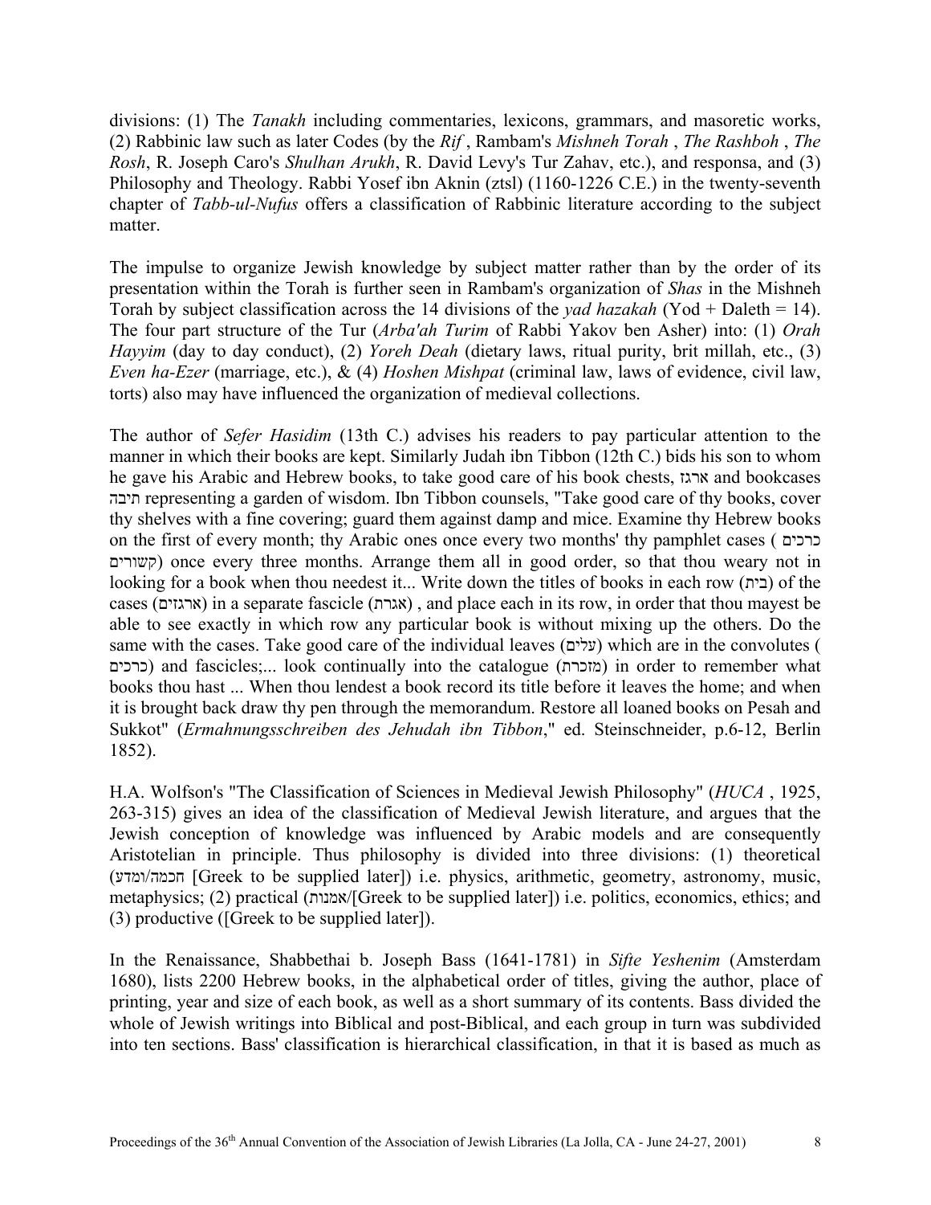divisions: (1) The *Tanakh* including commentaries, lexicons, grammars, and masoretic works, (2) Rabbinic law such as later Codes (by the *Rif* , Rambam's *Mishneh Torah* , *The Rashboh* , *The Rosh*, R. Joseph Caro's *Shulhan Arukh*, R. David Levy's Tur Zahav, etc.), and responsa, and (3) Philosophy and Theology. Rabbi Yosef ibn Aknin (ztsl) (1160-1226 C.E.) in the twenty-seventh chapter of *Tabb-ul-Nufus* offers a classification of Rabbinic literature according to the subject matter.

The impulse to organize Jewish knowledge by subject matter rather than by the order of its presentation within the Torah is further seen in Rambam's organization of *Shas* in the Mishneh Torah by subject classification across the 14 divisions of the *yad hazakah* (Yod + Daleth = 14). The four part structure of the Tur (*Arba'ah Turim* of Rabbi Yakov ben Asher) into: (1) *Orah Hayyim* (day to day conduct), (2) *Yoreh Deah* (dietary laws, ritual purity, brit millah, etc., (3) *Even ha-Ezer* (marriage, etc.), & (4) *Hoshen Mishpat* (criminal law, laws of evidence, civil law, torts) also may have influenced the organization of medieval collections.

The author of *Sefer Hasidim* (13th C.) advises his readers to pay particular attention to the manner in which their books are kept. Similarly Judah ibn Tibbon (12th C.) bids his son to whom he gave his Arabic and Hebrew books, to take good care of his book chests, ארגז and bookcases תיבה representing a garden of wisdom. Ibn Tibbon counsels, "Take good care of thy books, cover thy shelves with a fine covering; guard them against damp and mice. Examine thy Hebrew books on the first of every month; thy Arabic ones once every two months' thy pamphlet cases ( כרכים קשורים) once every three months. Arrange them all in good order, so that thou weary not in looking for a book when thou needest it... Write down the titles of books in each row (בית) of the cases (ארגזים) in a separate fascicle (אגרת) , and place each in its row, in order that thou mayest be able to see exactly in which row any particular book is without mixing up the others. Do the same with the cases. Take good care of the individual leaves (עלים) which are in the convolutes ( כרכים) and fascicles;... look continually into the catalogue (מזכרת) in order to remember what books thou hast ... When thou lendest a book record its title before it leaves the home; and when it is brought back draw thy pen through the memorandum. Restore all loaned books on Pesah and Sukkot" (*Ermahnungsschreiben des Jehudah ibn Tibbon*," ed. Steinschneider, p.6-12, Berlin 1852).

H.A. Wolfson's "The Classification of Sciences in Medieval Jewish Philosophy" (*HUCA* , 1925, 263-315) gives an idea of the classification of Medieval Jewish literature, and argues that the Jewish conception of knowledge was influenced by Arabic models and are consequently Aristotelian in principle. Thus philosophy is divided into three divisions: (1) theoretical (חכמה/ומדע [Greek to be supplied later]) i.e. physics, arithmetic, geometry, astronomy, music, metaphysics; (2) practical (אמנות/[Greek to be supplied later]) i.e. politics, economics, ethics; and (3) productive ([Greek to be supplied later]).

In the Renaissance, Shabbethai b. Joseph Bass (1641-1781) in *Sifte Yeshenim* (Amsterdam 1680), lists 2200 Hebrew books, in the alphabetical order of titles, giving the author, place of printing, year and size of each book, as well as a short summary of its contents. Bass divided the whole of Jewish writings into Biblical and post-Biblical, and each group in turn was subdivided into ten sections. Bass' classification is hierarchical classification, in that it is based as much as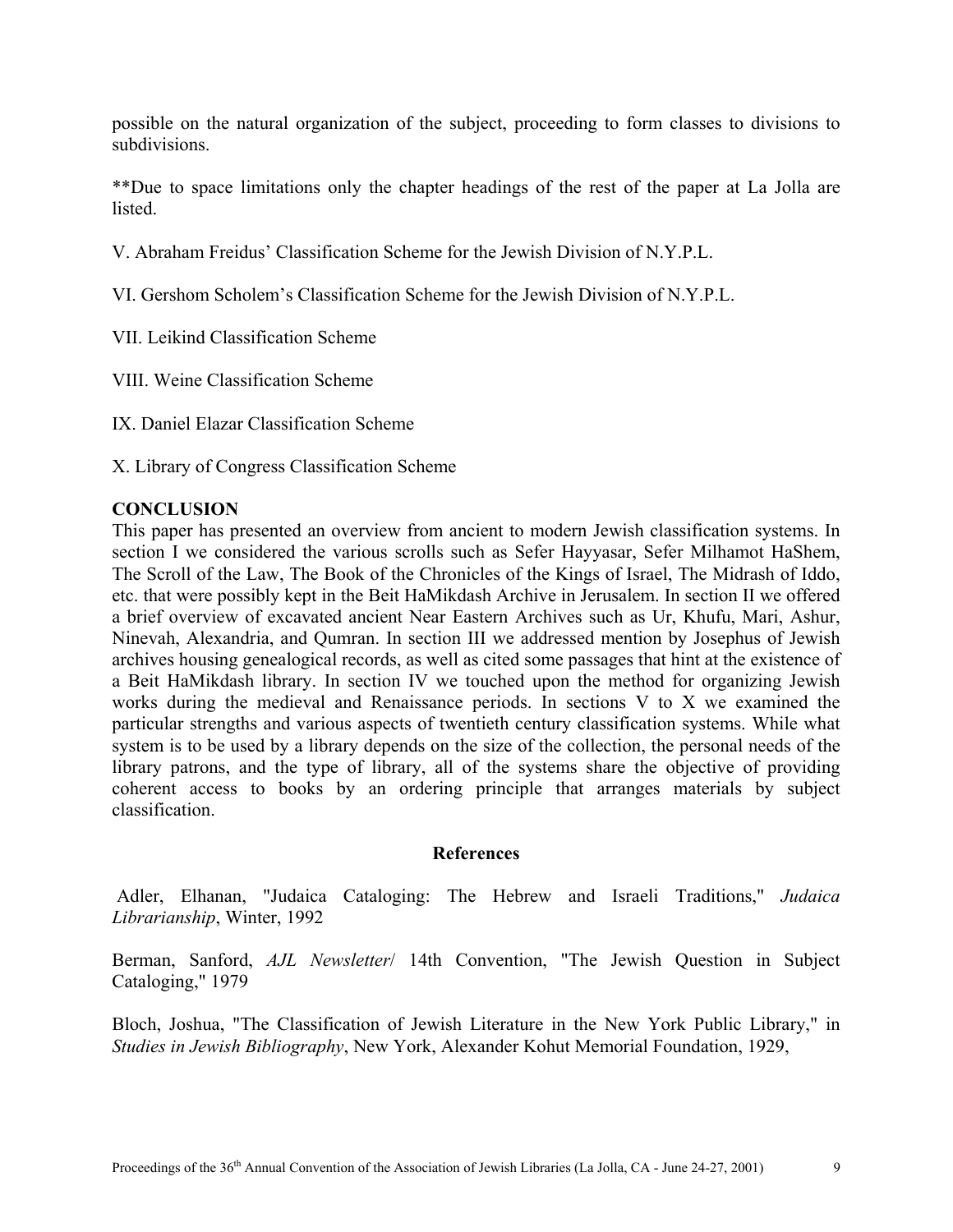possible on the natural organization of the subject, proceeding to form classes to divisions to subdivisions.

**Due to space limitations only the chapter headings of the rest of the paper at La Jolla are listed.

V. Abraham Freidus' Classification Scheme for the Jewish Division of N.Y.P.L.

VI. Gershom Scholem's Classification Scheme for the Jewish Division of N.Y.P.L.

VII. Leikind Classification Scheme

VIII. Weine Classification Scheme

IX. Daniel Elazar Classification Scheme

X. Library of Congress Classification Scheme

## CONCLUSION

This paper has presented an overview from ancient to modern Jewish classification systems. In section I we considered the various scrolls such as Sefer Hayyasar, Sefer Milhamot HaShem, The Scroll of the Law, The Book of the Chronicles of the Kings of Israel, The Midrash of Iddo, etc. that were possibly kept in the Beit HaMikdash Archive in Jerusalem. In section II we offered a brief overview of excavated ancient Near Eastern Archives such as Ur, Khufu, Mari, Ashur, Ninevah, Alexandria, and Qumran. In section III we addressed mention by Josephus of Jewish archives housing genealogical records, as well as cited some passages that hint at the existence of a Beit HaMikdash library. In section IV we touched upon the method for organizing Jewish works during the medieval and Renaissance periods. In sections V to X we examined the particular strengths and various aspects of twentieth century classification systems. While what system is to be used by a library depends on the size of the collection, the personal needs of the library patrons, and the type of library, all of the systems share the objective of providing coherent access to books by an ordering principle that arranges materials by subject classification.

## References

Adler, Elhanan, "Judaica Cataloging: The Hebrew and Israeli Traditions," *Judaica Librarianship*, Winter, 1992

Berman, Sanford, *AJL Newsletter*/ 14th Convention, "The Jewish Question in Subject Cataloging," 1979

Bloch, Joshua, "The Classification of Jewish Literature in the New York Public Library," in *Studies in Jewish Bibliography*, New York, Alexander Kohut Memorial Foundation, 1929,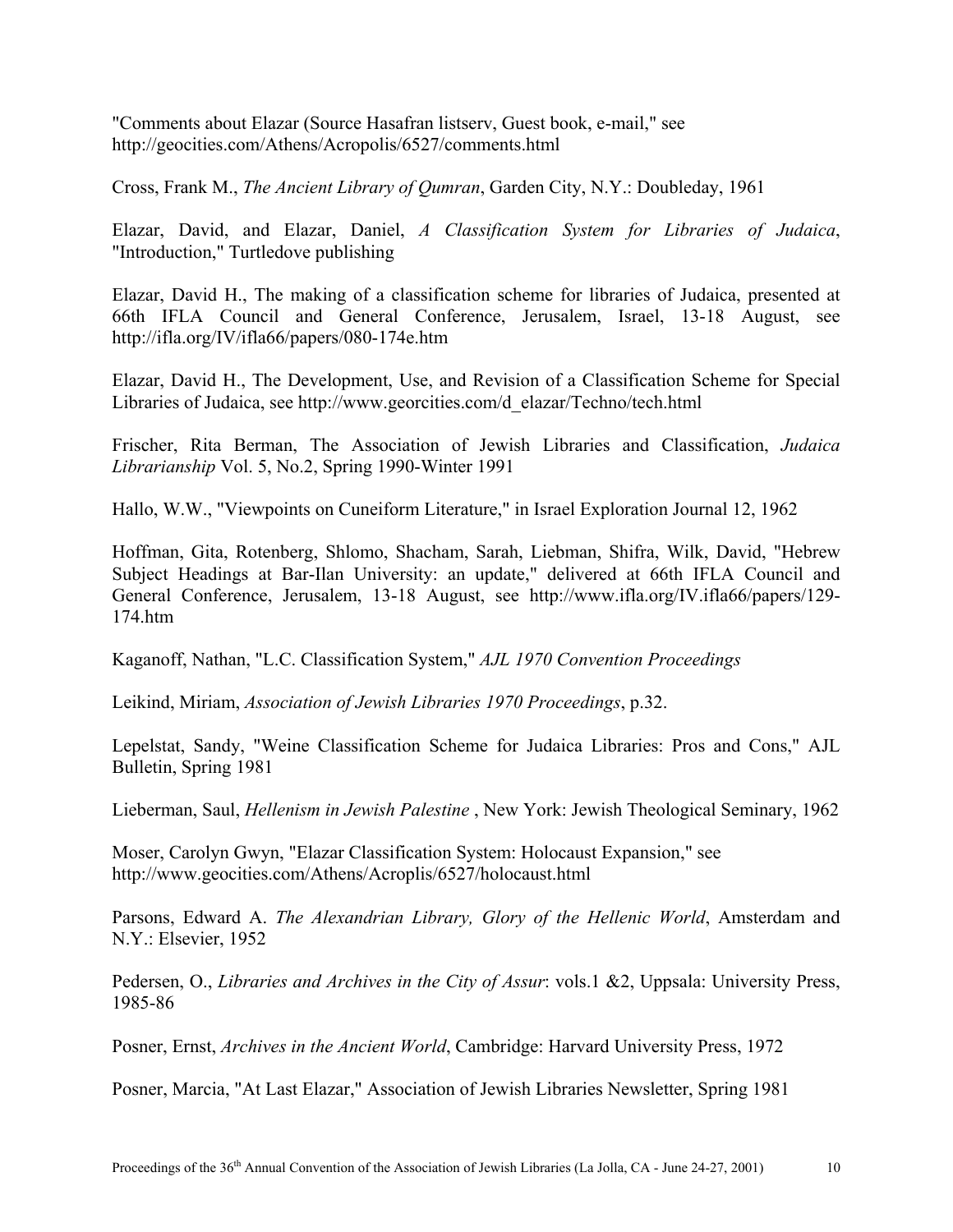"Comments about Elazar (Source Hasafran listserv, Guest book, e-mail," see http://geocities.com/Athens/Acropolis/6527/comments.html

Cross, Frank M., *The Ancient Library of Qumran*, Garden City, N.Y.: Doubleday, 1961

Elazar, David, and Elazar, Daniel, *A Classification System for Libraries of Judaica*, "Introduction," Turtledove publishing

Elazar, David H., The making of a classification scheme for libraries of Judaica, presented at 66th IFLA Council and General Conference, Jerusalem, Israel, 13-18 August, see http://ifla.org/IV/ifla66/papers/080-174e.htm

Elazar, David H., The Development, Use, and Revision of a Classification Scheme for Special Libraries of Judaica, see http://www.georcities.com/d_elazar/Techno/tech.html

Frischer, Rita Berman, The Association of Jewish Libraries and Classification, *Judaica Librarianship* Vol. 5, No.2, Spring 1990-Winter 1991

Hallo, W.W., "Viewpoints on Cuneiform Literature," in Israel Exploration Journal 12, 1962

Hoffman, Gita, Rotenberg, Shlomo, Shacham, Sarah, Liebman, Shifra, Wilk, David, "Hebrew Subject Headings at Bar-Ilan University: an update," delivered at 66th IFLA Council and General Conference, Jerusalem, 13-18 August, see http://www.ifla.org/IV.ifla66/papers/129-174.htm

Kaganoff, Nathan, "L.C. Classification System," *AJL 1970 Convention Proceedings*

Leikind, Miriam, *Association of Jewish Libraries 1970 Proceedings*, p.32.

Lepelstat, Sandy, "Weine Classification Scheme for Judaica Libraries: Pros and Cons," AJL Bulletin, Spring 1981

Lieberman, Saul, *Hellenism in Jewish Palestine* , New York: Jewish Theological Seminary, 1962

Moser, Carolyn Gwyn, "Elazar Classification System: Holocaust Expansion," see http://www.geocities.com/Athens/Acroplis/6527/holocaust.html

Parsons, Edward A. *The Alexandrian Library, Glory of the Hellenic World*, Amsterdam and N.Y.: Elsevier, 1952

Pedersen, O., *Libraries and Archives in the City of Assur*: vols.1 &2, Uppsala: University Press, 1985-86

Posner, Ernst, *Archives in the Ancient World*, Cambridge: Harvard University Press, 1972

Posner, Marcia, "At Last Elazar," Association of Jewish Libraries Newsletter, Spring 1981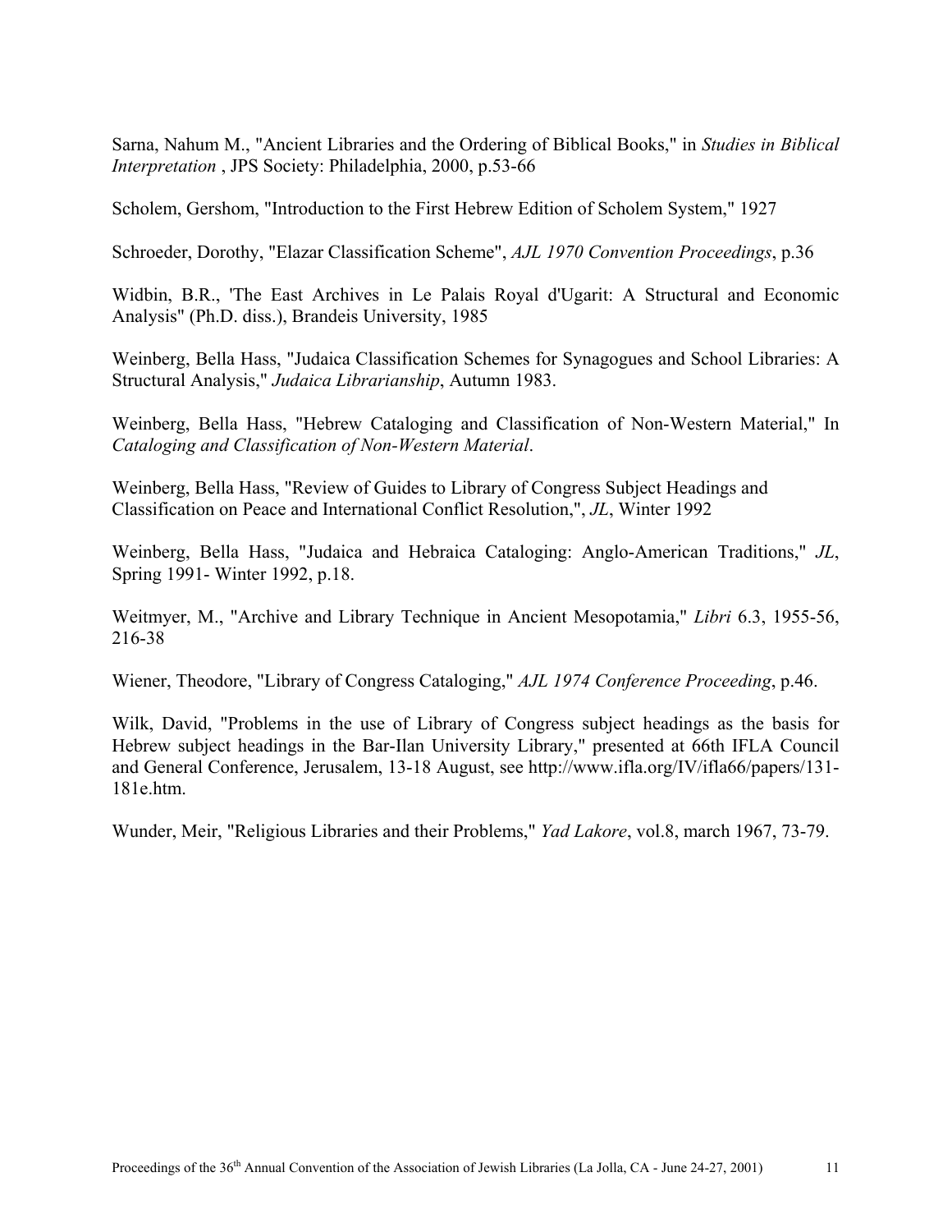Sarna, Nahum M., "Ancient Libraries and the Ordering of Biblical Books," in *Studies in Biblical Interpretation* , JPS Society: Philadelphia, 2000, p.53-66

Scholem, Gershom, "Introduction to the First Hebrew Edition of Scholem System," 1927

Schroeder, Dorothy, "Elazar Classification Scheme", *AJL 1970 Convention Proceedings*, p.36

Widbin, B.R., 'The East Archives in Le Palais Royal d'Ugarit: A Structural and Economic Analysis" (Ph.D. diss.), Brandeis University, 1985

Weinberg, Bella Hass, "Judaica Classification Schemes for Synagogues and School Libraries: A Structural Analysis," *Judaica Librarianship*, Autumn 1983.

Weinberg, Bella Hass, "Hebrew Cataloging and Classification of Non-Western Material," In *Cataloging and Classification of Non-Western Material*.

Weinberg, Bella Hass, "Review of Guides to Library of Congress Subject Headings and Classification on Peace and International Conflict Resolution,", *JL*, Winter 1992

Weinberg, Bella Hass, "Judaica and Hebraica Cataloging: Anglo-American Traditions," *JL*, Spring 1991- Winter 1992, p.18.

Weitmyer, M., "Archive and Library Technique in Ancient Mesopotamia," *Libri* 6.3, 1955-56, 216-38

Wiener, Theodore, "Library of Congress Cataloging," *AJL 1974 Conference Proceeding*, p.46.

Wilk, David, "Problems in the use of Library of Congress subject headings as the basis for Hebrew subject headings in the Bar-Ilan University Library," presented at 66th IFLA Council and General Conference, Jerusalem, 13-18 August, see http://www.ifla.org/IV/ifla66/papers/131-181e.htm.

Wunder, Meir, "Religious Libraries and their Problems," *Yad Lakore*, vol.8, march 1967, 73-79.